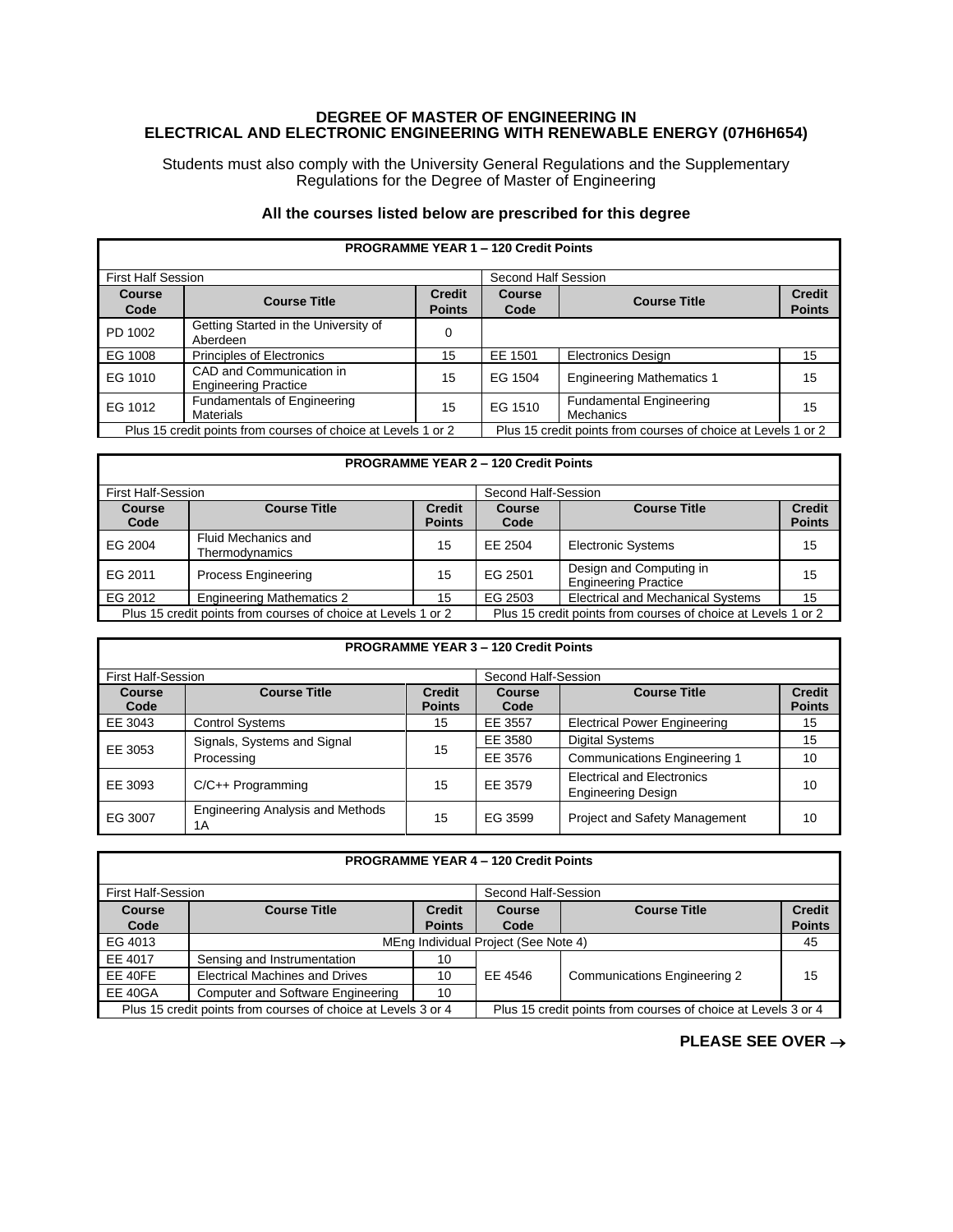# DEGREE OF MASTER OF ENGINEERING IN ELECTRICAL AND ELECTRONIC ENGINEERING WITH RENEWABLE ENERGY (07H6H654)

Students must also comply with the University General Regulations and the Supplementary Regulations for the Degree of Master of Engineering

**All the courses listed below are prescribed for this degree**

| PROGRAMME YEAR 1 – 120 Credit Points | | | | | |
|---|---|---|---|---|---|
| First Half Session | | | Second Half Session | | |
| **Course Code** | **Course Title** | **Credit Points** | **Course Code** | **Course Title** | **Credit Points** |
| PD 1002 | Getting Started in the University of Aberdeen | 0 | | | |
| EG 1008 | Principles of Electronics | 15 | EE 1501 | Electronics Design | 15 |
| EG 1010 | CAD and Communication in Engineering Practice | 15 | EG 1504 | Engineering Mathematics 1 | 15 |
| EG 1012 | Fundamentals of Engineering Materials | 15 | EG 1510 | Fundamental Engineering Mechanics | 15 |
| Plus 15 credit points from courses of choice at Levels 1 or 2 | | | Plus 15 credit points from courses of choice at Levels 1 or 2 | | |

| PROGRAMME YEAR 2 – 120 Credit Points | | | | | |
|---|---|---|---|---|---|
| First Half-Session | | | Second Half-Session | | |
| **Course Code** | **Course Title** | **Credit Points** | **Course Code** | **Course Title** | **Credit Points** |
| EG 2004 | Fluid Mechanics and Thermodynamics | 15 | EE 2504 | Electronic Systems | 15 |
| EG 2011 | Process Engineering | 15 | EG 2501 | Design and Computing in Engineering Practice | 15 |
| EG 2012 | Engineering Mathematics 2 | 15 | EG 2503 | Electrical and Mechanical Systems | 15 |
| Plus 15 credit points from courses of choice at Levels 1 or 2 | | | Plus 15 credit points from courses of choice at Levels 1 or 2 | | |

| PROGRAMME YEAR 3 – 120 Credit Points | | | | | |
|---|---|---|---|---|---|
| First Half-Session | | | Second Half-Session | | |
| **Course Code** | **Course Title** | **Credit Points** | **Course Code** | **Course Title** | **Credit Points** |
| EE 3043 | Control Systems | 15 | EE 3557 | Electrical Power Engineering | 15 |
| EE 3053 | Signals, Systems and Signal Processing | 15 | EE 3580 | Digital Systems | 15 |
| | | | EE 3576 | Communications Engineering 1 | 10 |
| EE 3093 | C/C++ Programming | 15 | EE 3579 | Electrical and Electronics Engineering Design | 10 |
| EG 3007 | Engineering Analysis and Methods 1A | 15 | EG 3599 | Project and Safety Management | 10 |

| PROGRAMME YEAR 4 – 120 Credit Points | | | | | |
|---|---|---|---|---|---|
| First Half-Session | | | Second Half-Session | | |
| **Course Code** | **Course Title** | **Credit Points** | **Course Code** | **Course Title** | **Credit Points** |
| EG 4013 | MEng Individual Project (See Note 4) | | | | 45 |
| EE 4017 | Sensing and Instrumentation | 10 | EE 4546 | Communications Engineering 2 | 15 |
| EE 40FE | Electrical Machines and Drives | 10 | | | |
| EE 40GA | Computer and Software Engineering | 10 | | | |
| Plus 15 credit points from courses of choice at Levels 3 or 4 | | | Plus 15 credit points from courses of choice at Levels 3 or 4 | | |

**PLEASE SEE OVER →**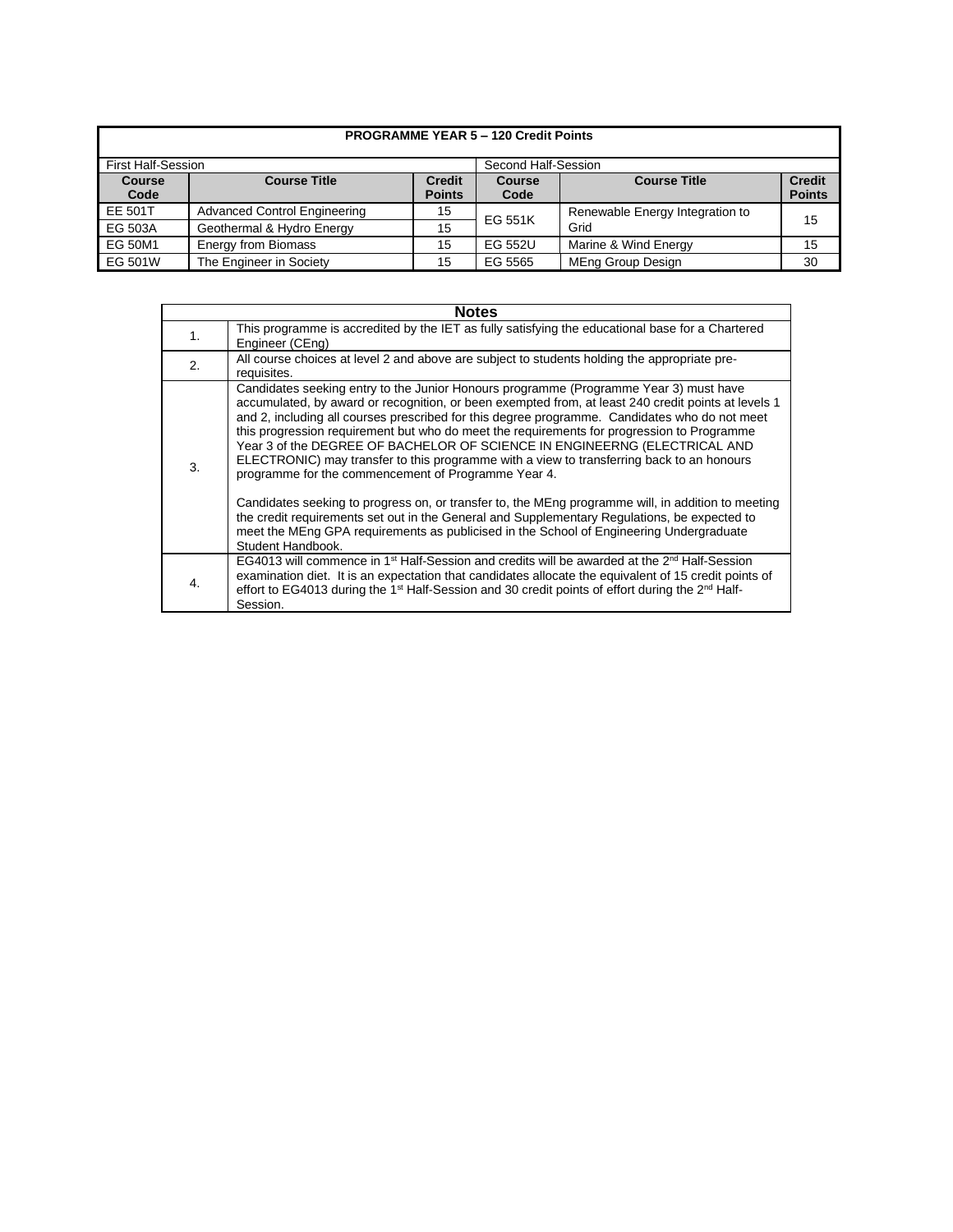| PROGRAMME YEAR 5 – 120 Credit Points | | | | | |
|---|---|---|---|---|---|
| First Half-Session | | | Second Half-Session | | |
| **Course Code** | **Course Title** | **Credit Points** | **Course Code** | **Course Title** | **Credit Points** |
| EE 501T | Advanced Control Engineering | 15 | EG 551K | Renewable Energy Integration to Grid | 15 |
| EG 503A | Geothermal & Hydro Energy | 15 | | | |
| EG 50M1 | Energy from Biomass | 15 | EG 552U | Marine & Wind Energy | 15 |
| EG 501W | The Engineer in Society | 15 | EG 5565 | MEng Group Design | 30 |

| Notes | |
|---|---|
| 1. | This programme is accredited by the IET as fully satisfying the educational base for a Chartered Engineer (CEng) |
| 2. | All course choices at level 2 and above are subject to students holding the appropriate pre-requisites. |
| 3. | Candidates seeking entry to the Junior Honours programme (Programme Year 3) must have accumulated, by award or recognition, or been exempted from, at least 240 credit points at levels 1 and 2, including all courses prescribed for this degree programme. Candidates who do not meet this progression requirement but who do meet the requirements for progression to Programme Year 3 of the DEGREE OF BACHELOR OF SCIENCE IN ENGINEERNG (ELECTRICAL AND ELECTRONIC) may transfer to this programme with a view to transferring back to an honours programme for the commencement of Programme Year 4.<br><br>Candidates seeking to progress on, or transfer to, the MEng programme will, in addition to meeting the credit requirements set out in the General and Supplementary Regulations, be expected to meet the MEng GPA requirements as publicised in the School of Engineering Undergraduate Student Handbook. |
| 4. | EG4013 will commence in 1st Half-Session and credits will be awarded at the 2nd Half-Session examination diet. It is an expectation that candidates allocate the equivalent of 15 credit points of effort to EG4013 during the 1st Half-Session and 30 credit points of effort during the 2nd Half-Session. |